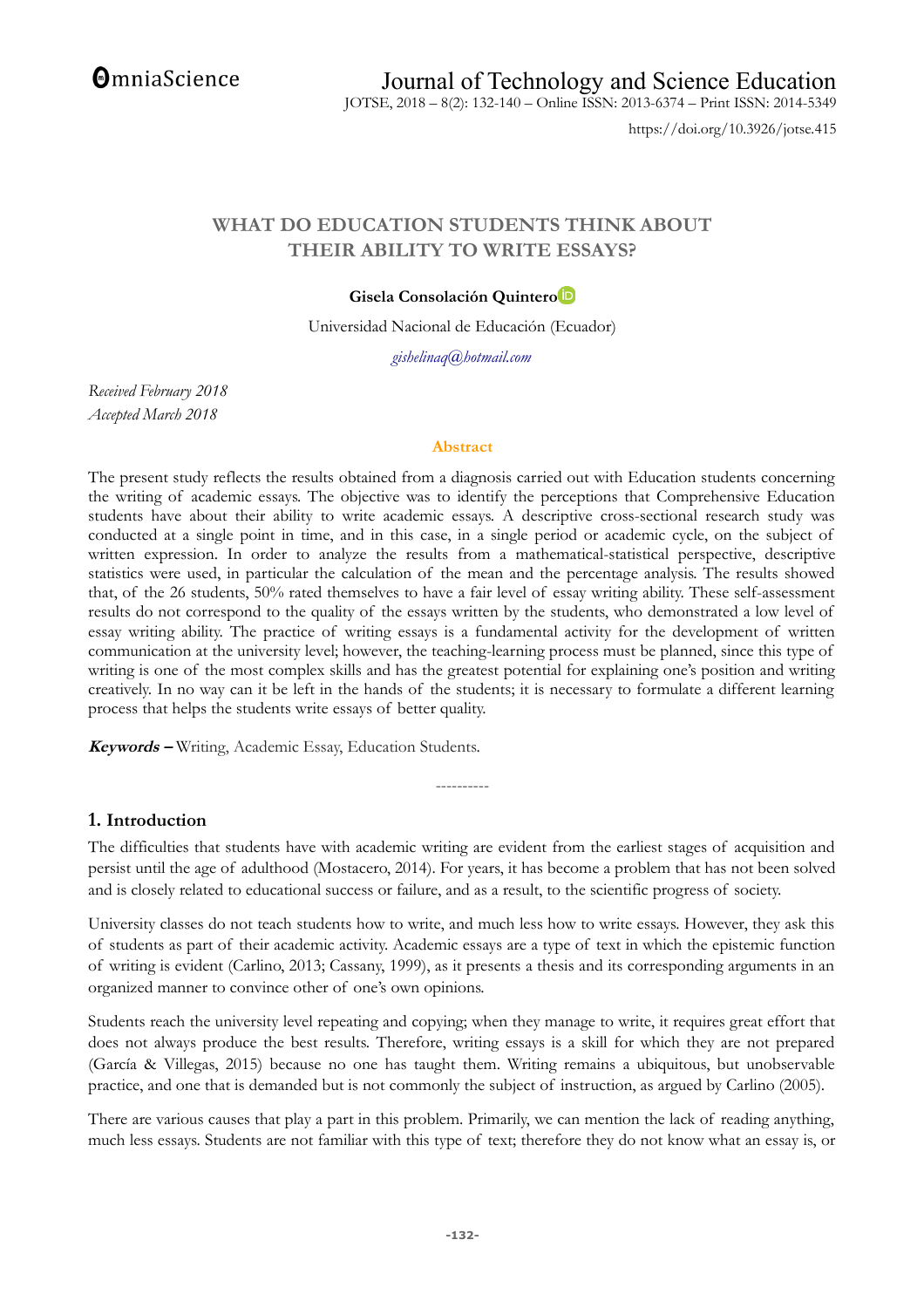# WHAT DO EDUCATION STUDENTS THINK ABOUT THEIR ABILITY TO WRITE ESSAYS?

**Gisela Consolación Quintero**

Universidad Nacional de Educación (Ecuador)

*gishelinaq@hotmail.com*

*Received February 2018*
*Accepted March 2018*

## Abstract

The present study reflects the results obtained from a diagnosis carried out with Education students concerning the writing of academic essays. The objective was to identify the perceptions that Comprehensive Education students have about their ability to write academic essays. A descriptive cross-sectional research study was conducted at a single point in time, and in this case, in a single period or academic cycle, on the subject of written expression. In order to analyze the results from a mathematical-statistical perspective, descriptive statistics were used, in particular the calculation of the mean and the percentage analysis. The results showed that, of the 26 students, 50% rated themselves to have a fair level of essay writing ability. These self-assessment results do not correspond to the quality of the essays written by the students, who demonstrated a low level of essay writing ability. The practice of writing essays is a fundamental activity for the development of written communication at the university level; however, the teaching-learning process must be planned, since this type of writing is one of the most complex skills and has the greatest potential for explaining one's position and writing creatively. In no way can it be left in the hands of the students; it is necessary to formulate a different learning process that helps the students write essays of better quality.

***Keywords –*** Writing, Academic Essay, Education Students.

----------

## 1. Introduction

The difficulties that students have with academic writing are evident from the earliest stages of acquisition and persist until the age of adulthood (Mostacero, 2014). For years, it has become a problem that has not been solved and is closely related to educational success or failure, and as a result, to the scientific progress of society.

University classes do not teach students how to write, and much less how to write essays. However, they ask this of students as part of their academic activity. Academic essays are a type of text in which the epistemic function of writing is evident (Carlino, 2013; Cassany, 1999), as it presents a thesis and its corresponding arguments in an organized manner to convince other of one's own opinions.

Students reach the university level repeating and copying; when they manage to write, it requires great effort that does not always produce the best results. Therefore, writing essays is a skill for which they are not prepared (García & Villegas, 2015) because no one has taught them. Writing remains a ubiquitous, but unobservable practice, and one that is demanded but is not commonly the subject of instruction, as argued by Carlino (2005).

There are various causes that play a part in this problem. Primarily, we can mention the lack of reading anything, much less essays. Students are not familiar with this type of text; therefore they do not know what an essay is, or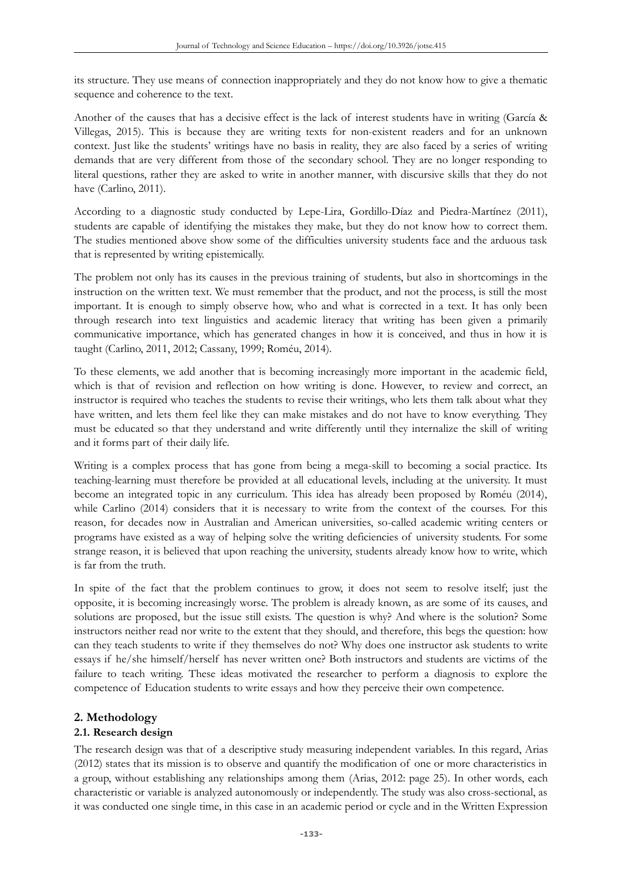its structure. They use means of connection inappropriately and they do not know how to give a thematic sequence and coherence to the text.

Another of the causes that has a decisive effect is the lack of interest students have in writing (García & Villegas, 2015). This is because they are writing texts for non-existent readers and for an unknown context. Just like the students' writings have no basis in reality, they are also faced by a series of writing demands that are very different from those of the secondary school. They are no longer responding to literal questions, rather they are asked to write in another manner, with discursive skills that they do not have (Carlino, 2011).

According to a diagnostic study conducted by Lepe-Lira, Gordillo-Díaz and Piedra-Martínez (2011), students are capable of identifying the mistakes they make, but they do not know how to correct them. The studies mentioned above show some of the difficulties university students face and the arduous task that is represented by writing epistemically.

The problem not only has its causes in the previous training of students, but also in shortcomings in the instruction on the written text. We must remember that the product, and not the process, is still the most important. It is enough to simply observe how, who and what is corrected in a text. It has only been through research into text linguistics and academic literacy that writing has been given a primarily communicative importance, which has generated changes in how it is conceived, and thus in how it is taught (Carlino, 2011, 2012; Cassany, 1999; Roméu, 2014).

To these elements, we add another that is becoming increasingly more important in the academic field, which is that of revision and reflection on how writing is done. However, to review and correct, an instructor is required who teaches the students to revise their writings, who lets them talk about what they have written, and lets them feel like they can make mistakes and do not have to know everything. They must be educated so that they understand and write differently until they internalize the skill of writing and it forms part of their daily life.

Writing is a complex process that has gone from being a mega-skill to becoming a social practice. Its teaching-learning must therefore be provided at all educational levels, including at the university. It must become an integrated topic in any curriculum. This idea has already been proposed by Roméu (2014), while Carlino (2014) considers that it is necessary to write from the context of the courses. For this reason, for decades now in Australian and American universities, so-called academic writing centers or programs have existed as a way of helping solve the writing deficiencies of university students. For some strange reason, it is believed that upon reaching the university, students already know how to write, which is far from the truth.

In spite of the fact that the problem continues to grow, it does not seem to resolve itself; just the opposite, it is becoming increasingly worse. The problem is already known, as are some of its causes, and solutions are proposed, but the issue still exists. The question is why? And where is the solution? Some instructors neither read nor write to the extent that they should, and therefore, this begs the question: how can they teach students to write if they themselves do not? Why does one instructor ask students to write essays if he/she himself/herself has never written one? Both instructors and students are victims of the failure to teach writing. These ideas motivated the researcher to perform a diagnosis to explore the competence of Education students to write essays and how they perceive their own competence.

## 2. Methodology

### 2.1. Research design

The research design was that of a descriptive study measuring independent variables. In this regard, Arias (2012) states that its mission is to observe and quantify the modification of one or more characteristics in a group, without establishing any relationships among them (Arias, 2012: page 25). In other words, each characteristic or variable is analyzed autonomously or independently. The study was also cross-sectional, as it was conducted one single time, in this case in an academic period or cycle and in the Written Expression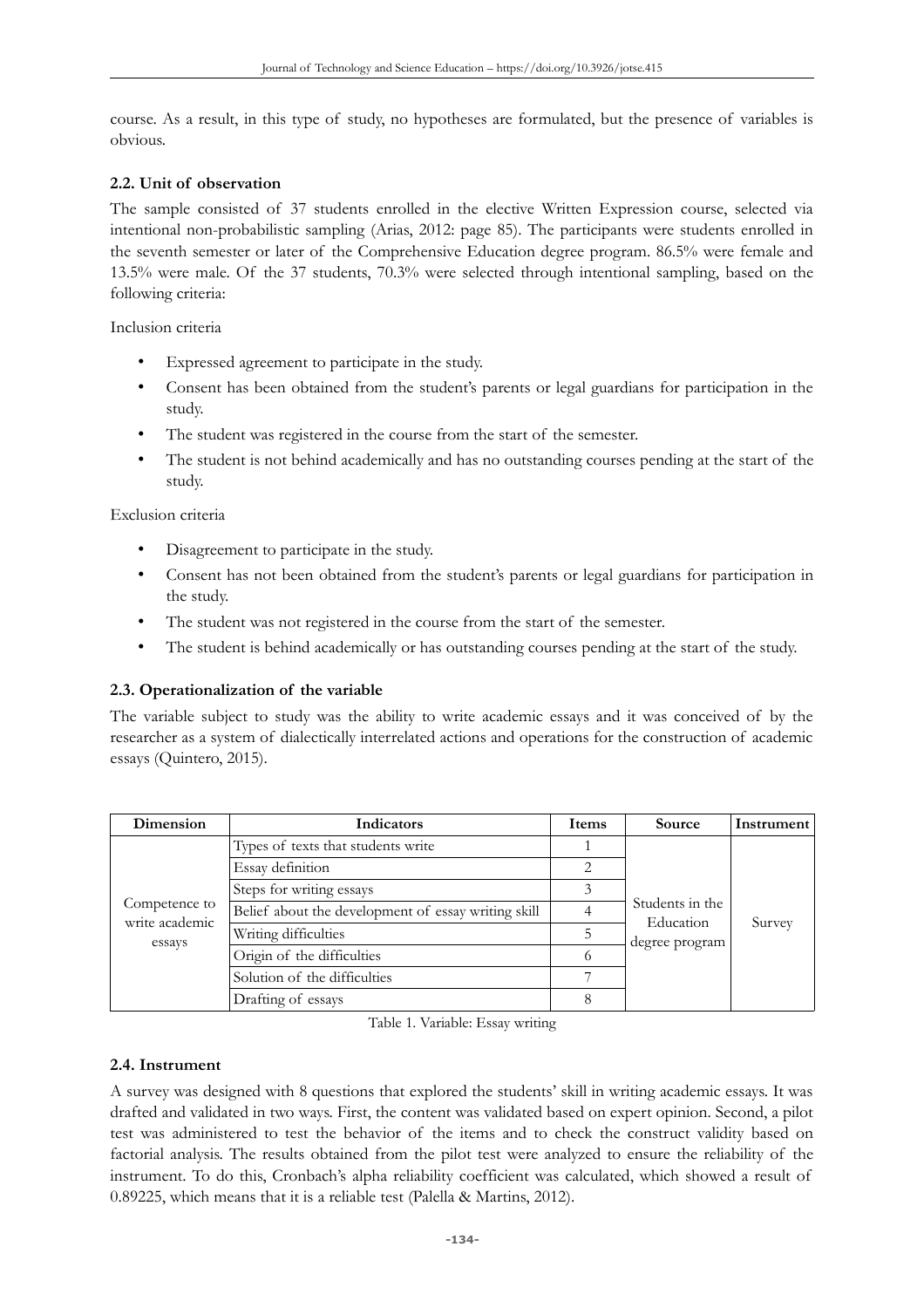course. As a result, in this type of study, no hypotheses are formulated, but the presence of variables is obvious.

### 2.2. Unit of observation

The sample consisted of 37 students enrolled in the elective Written Expression course, selected via intentional non-probabilistic sampling (Arias, 2012: page 85). The participants were students enrolled in the seventh semester or later of the Comprehensive Education degree program. 86.5% were female and 13.5% were male. Of the 37 students, 70.3% were selected through intentional sampling, based on the following criteria:

Inclusion criteria

- Expressed agreement to participate in the study.
- Consent has been obtained from the student's parents or legal guardians for participation in the study.
- The student was registered in the course from the start of the semester.
- The student is not behind academically and has no outstanding courses pending at the start of the study.

Exclusion criteria

- Disagreement to participate in the study.
- Consent has not been obtained from the student's parents or legal guardians for participation in the study.
- The student was not registered in the course from the start of the semester.
- The student is behind academically or has outstanding courses pending at the start of the study.

### 2.3. Operationalization of the variable

The variable subject to study was the ability to write academic essays and it was conceived of by the researcher as a system of dialectically interrelated actions and operations for the construction of academic essays (Quintero, 2015).

| Dimension | Indicators | Items | Source | Instrument |
|---|---|---|---|---|
| Competence to write academic essays | Types of texts that students write | 1 | Students in the Education degree program | Survey |
| | Essay definition | 2 | | |
| | Steps for writing essays | 3 | | |
| | Belief about the development of essay writing skill | 4 | | |
| | Writing difficulties | 5 | | |
| | Origin of the difficulties | 6 | | |
| | Solution of the difficulties | 7 | | |
| | Drafting of essays | 8 | | |

Table 1. Variable: Essay writing

### 2.4. Instrument

A survey was designed with 8 questions that explored the students' skill in writing academic essays. It was drafted and validated in two ways. First, the content was validated based on expert opinion. Second, a pilot test was administered to test the behavior of the items and to check the construct validity based on factorial analysis. The results obtained from the pilot test were analyzed to ensure the reliability of the instrument. To do this, Cronbach's alpha reliability coefficient was calculated, which showed a result of 0.89225, which means that it is a reliable test (Palella & Martins, 2012).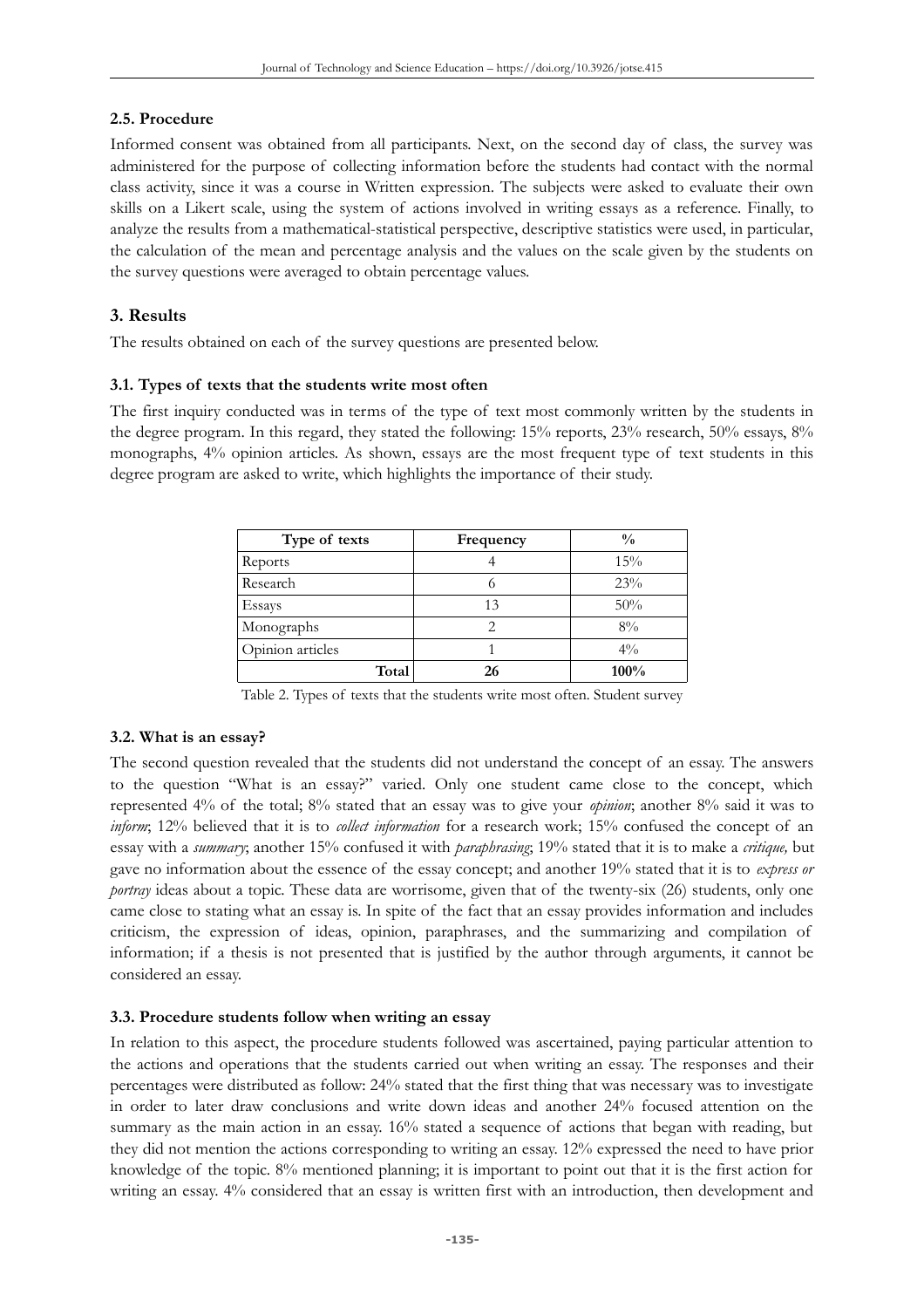### 2.5. Procedure

Informed consent was obtained from all participants. Next, on the second day of class, the survey was administered for the purpose of collecting information before the students had contact with the normal class activity, since it was a course in Written expression. The subjects were asked to evaluate their own skills on a Likert scale, using the system of actions involved in writing essays as a reference. Finally, to analyze the results from a mathematical-statistical perspective, descriptive statistics were used, in particular, the calculation of the mean and percentage analysis and the values on the scale given by the students on the survey questions were averaged to obtain percentage values.

## 3. Results

The results obtained on each of the survey questions are presented below.

### 3.1. Types of texts that the students write most often

The first inquiry conducted was in terms of the type of text most commonly written by the students in the degree program. In this regard, they stated the following: 15% reports, 23% research, 50% essays, 8% monographs, 4% opinion articles. As shown, essays are the most frequent type of text students in this degree program are asked to write, which highlights the importance of their study.

| Type of texts | Frequency | % |
|---|---|---|
| Reports | 4 | 15% |
| Research | 6 | 23% |
| Essays | 13 | 50% |
| Monographs | 2 | 8% |
| Opinion articles | 1 | 4% |
| **Total** | **26** | **100%** |

Table 2. Types of texts that the students write most often. Student survey

### 3.2. What is an essay?

The second question revealed that the students did not understand the concept of an essay. The answers to the question "What is an essay?" varied. Only one student came close to the concept, which represented 4% of the total; 8% stated that an essay was to give your *opinion*; another 8% said it was to *inform*; 12% believed that it is to *collect information* for a research work; 15% confused the concept of an essay with a *summary*; another 15% confused it with *paraphrasing*; 19% stated that it is to make a *critique,* but gave no information about the essence of the essay concept; and another 19% stated that it is to *express or portray* ideas about a topic. These data are worrisome, given that of the twenty-six (26) students, only one came close to stating what an essay is. In spite of the fact that an essay provides information and includes criticism, the expression of ideas, opinion, paraphrases, and the summarizing and compilation of information; if a thesis is not presented that is justified by the author through arguments, it cannot be considered an essay.

### 3.3. Procedure students follow when writing an essay

In relation to this aspect, the procedure students followed was ascertained, paying particular attention to the actions and operations that the students carried out when writing an essay. The responses and their percentages were distributed as follow: 24% stated that the first thing that was necessary was to investigate in order to later draw conclusions and write down ideas and another 24% focused attention on the summary as the main action in an essay. 16% stated a sequence of actions that began with reading, but they did not mention the actions corresponding to writing an essay. 12% expressed the need to have prior knowledge of the topic. 8% mentioned planning; it is important to point out that it is the first action for writing an essay. 4% considered that an essay is written first with an introduction, then development and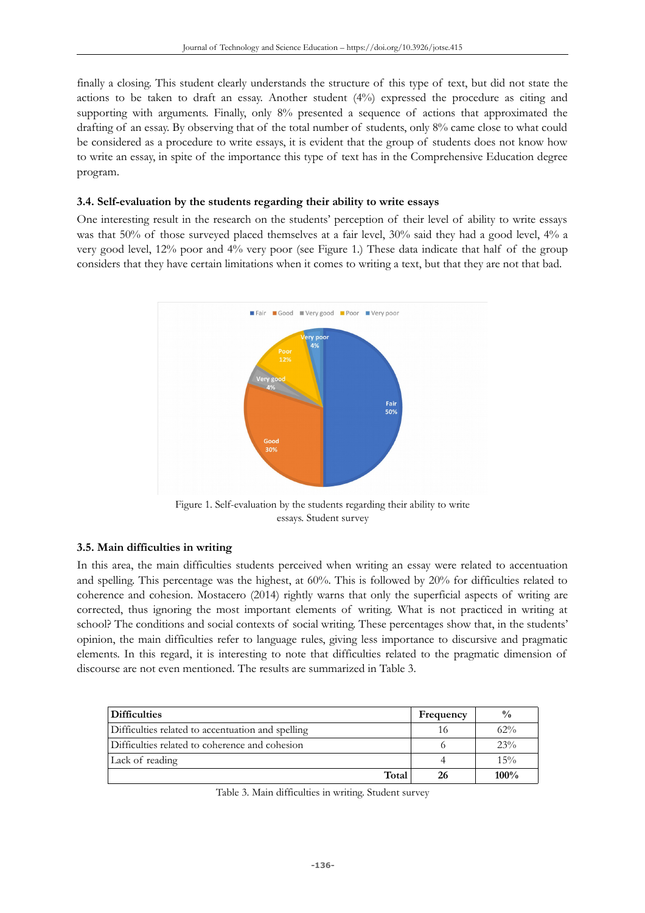finally a closing. This student clearly understands the structure of this type of text, but did not state the actions to be taken to draft an essay. Another student (4%) expressed the procedure as citing and supporting with arguments. Finally, only 8% presented a sequence of actions that approximated the drafting of an essay. By observing that of the total number of students, only 8% came close to what could be considered as a procedure to write essays, it is evident that the group of students does not know how to write an essay, in spite of the importance this type of text has in the Comprehensive Education degree program.

### 3.4. Self-evaluation by the students regarding their ability to write essays

One interesting result in the research on the students' perception of their level of ability to write essays was that 50% of those surveyed placed themselves at a fair level, 30% said they had a good level, 4% a very good level, 12% poor and 4% very poor (see Figure 1.) These data indicate that half of the group considers that they have certain limitations when it comes to writing a text, but that they are not that bad.

Figure 1. Self-evaluation by the students regarding their ability to write essays. Student survey

### 3.5. Main difficulties in writing

In this area, the main difficulties students perceived when writing an essay were related to accentuation and spelling. This percentage was the highest, at 60%. This is followed by 20% for difficulties related to coherence and cohesion. Mostacero (2014) rightly warns that only the superficial aspects of writing are corrected, thus ignoring the most important elements of writing. What is not practiced in writing at school? The conditions and social contexts of social writing. These percentages show that, in the students' opinion, the main difficulties refer to language rules, giving less importance to discursive and pragmatic elements. In this regard, it is interesting to note that difficulties related to the pragmatic dimension of discourse are not even mentioned. The results are summarized in Table 3.

| Difficulties | Frequency | % |
|---|---|---|
| Difficulties related to accentuation and spelling | 16 | 62% |
| Difficulties related to coherence and cohesion | 6 | 23% |
| Lack of reading | 4 | 15% |
| **Total** | **26** | **100%** |

Table 3. Main difficulties in writing. Student survey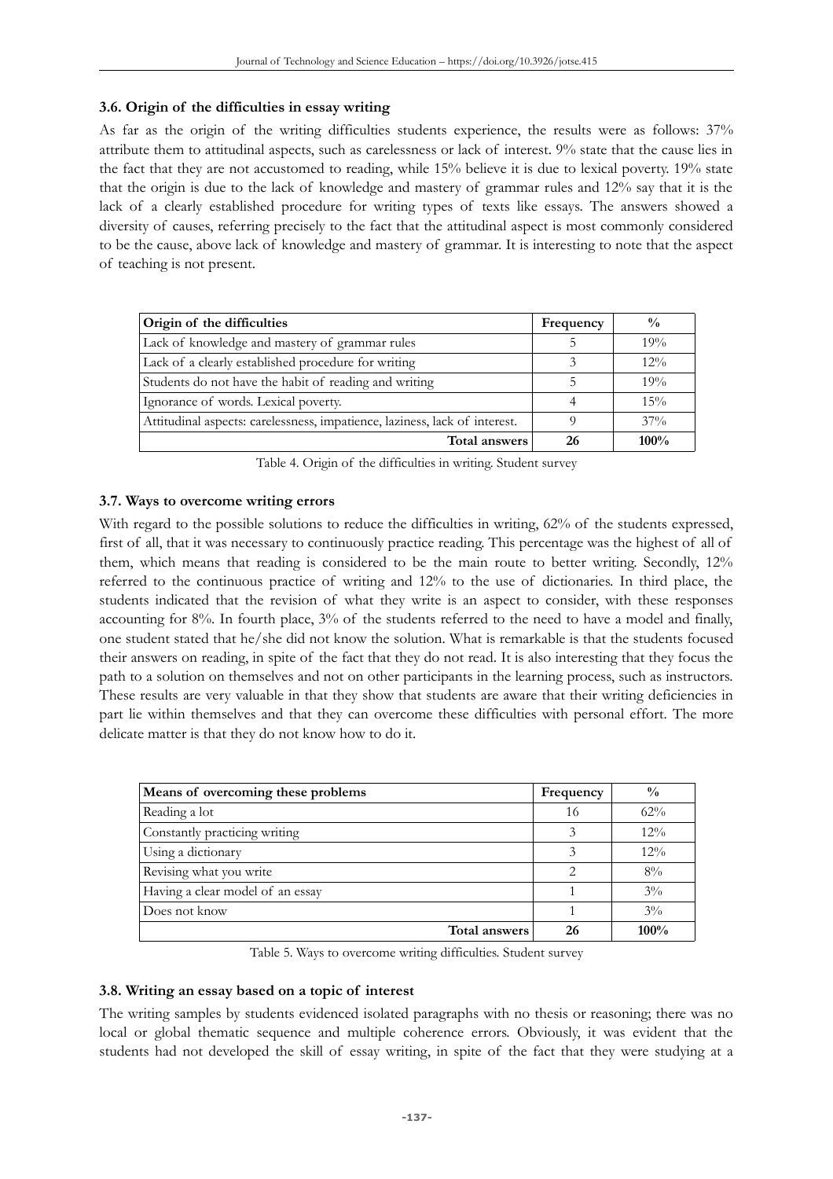### 3.6. Origin of the difficulties in essay writing

As far as the origin of the writing difficulties students experience, the results were as follows: 37% attribute them to attitudinal aspects, such as carelessness or lack of interest. 9% state that the cause lies in the fact that they are not accustomed to reading, while 15% believe it is due to lexical poverty. 19% state that the origin is due to the lack of knowledge and mastery of grammar rules and 12% say that it is the lack of a clearly established procedure for writing types of texts like essays. The answers showed a diversity of causes, referring precisely to the fact that the attitudinal aspect is most commonly considered to be the cause, above lack of knowledge and mastery of grammar. It is interesting to note that the aspect of teaching is not present.

| Origin of the difficulties | Frequency | % |
|---|---|---|
| Lack of knowledge and mastery of grammar rules | 5 | 19% |
| Lack of a clearly established procedure for writing | 3 | 12% |
| Students do not have the habit of reading and writing | 5 | 19% |
| Ignorance of words. Lexical poverty. | 4 | 15% |
| Attitudinal aspects: carelessness, impatience, laziness, lack of interest. | 9 | 37% |
| **Total answers** | **26** | **100%** |

Table 4. Origin of the difficulties in writing. Student survey

### 3.7. Ways to overcome writing errors

With regard to the possible solutions to reduce the difficulties in writing, 62% of the students expressed, first of all, that it was necessary to continuously practice reading. This percentage was the highest of all of them, which means that reading is considered to be the main route to better writing. Secondly, 12% referred to the continuous practice of writing and 12% to the use of dictionaries. In third place, the students indicated that the revision of what they write is an aspect to consider, with these responses accounting for 8%. In fourth place, 3% of the students referred to the need to have a model and finally, one student stated that he/she did not know the solution. What is remarkable is that the students focused their answers on reading, in spite of the fact that they do not read. It is also interesting that they focus the path to a solution on themselves and not on other participants in the learning process, such as instructors. These results are very valuable in that they show that students are aware that their writing deficiencies in part lie within themselves and that they can overcome these difficulties with personal effort. The more delicate matter is that they do not know how to do it.

| Means of overcoming these problems | Frequency | % |
|---|---|---|
| Reading a lot | 16 | 62% |
| Constantly practicing writing | 3 | 12% |
| Using a dictionary | 3 | 12% |
| Revising what you write | 2 | 8% |
| Having a clear model of an essay | 1 | 3% |
| Does not know | 1 | 3% |
| **Total answers** | **26** | **100%** |

Table 5. Ways to overcome writing difficulties. Student survey

### 3.8. Writing an essay based on a topic of interest

The writing samples by students evidenced isolated paragraphs with no thesis or reasoning; there was no local or global thematic sequence and multiple coherence errors. Obviously, it was evident that the students had not developed the skill of essay writing, in spite of the fact that they were studying at a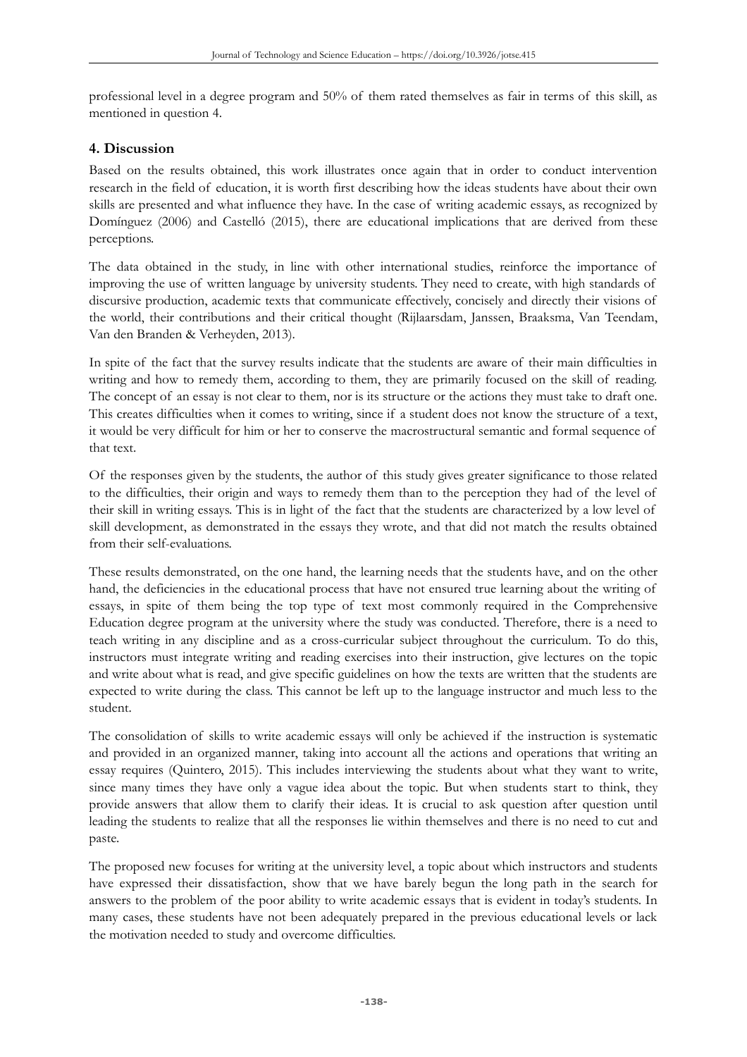professional level in a degree program and 50% of them rated themselves as fair in terms of this skill, as mentioned in question 4.

## 4. Discussion

Based on the results obtained, this work illustrates once again that in order to conduct intervention research in the field of education, it is worth first describing how the ideas students have about their own skills are presented and what influence they have. In the case of writing academic essays, as recognized by Domínguez (2006) and Castelló (2015), there are educational implications that are derived from these perceptions.

The data obtained in the study, in line with other international studies, reinforce the importance of improving the use of written language by university students. They need to create, with high standards of discursive production, academic texts that communicate effectively, concisely and directly their visions of the world, their contributions and their critical thought (Rijlaarsdam, Janssen, Braaksma, Van Teendam, Van den Branden & Verheyden, 2013).

In spite of the fact that the survey results indicate that the students are aware of their main difficulties in writing and how to remedy them, according to them, they are primarily focused on the skill of reading. The concept of an essay is not clear to them, nor is its structure or the actions they must take to draft one. This creates difficulties when it comes to writing, since if a student does not know the structure of a text, it would be very difficult for him or her to conserve the macrostructural semantic and formal sequence of that text.

Of the responses given by the students, the author of this study gives greater significance to those related to the difficulties, their origin and ways to remedy them than to the perception they had of the level of their skill in writing essays. This is in light of the fact that the students are characterized by a low level of skill development, as demonstrated in the essays they wrote, and that did not match the results obtained from their self-evaluations.

These results demonstrated, on the one hand, the learning needs that the students have, and on the other hand, the deficiencies in the educational process that have not ensured true learning about the writing of essays, in spite of them being the top type of text most commonly required in the Comprehensive Education degree program at the university where the study was conducted. Therefore, there is a need to teach writing in any discipline and as a cross-curricular subject throughout the curriculum. To do this, instructors must integrate writing and reading exercises into their instruction, give lectures on the topic and write about what is read, and give specific guidelines on how the texts are written that the students are expected to write during the class. This cannot be left up to the language instructor and much less to the student.

The consolidation of skills to write academic essays will only be achieved if the instruction is systematic and provided in an organized manner, taking into account all the actions and operations that writing an essay requires (Quintero, 2015). This includes interviewing the students about what they want to write, since many times they have only a vague idea about the topic. But when students start to think, they provide answers that allow them to clarify their ideas. It is crucial to ask question after question until leading the students to realize that all the responses lie within themselves and there is no need to cut and paste.

The proposed new focuses for writing at the university level, a topic about which instructors and students have expressed their dissatisfaction, show that we have barely begun the long path in the search for answers to the problem of the poor ability to write academic essays that is evident in today's students. In many cases, these students have not been adequately prepared in the previous educational levels or lack the motivation needed to study and overcome difficulties.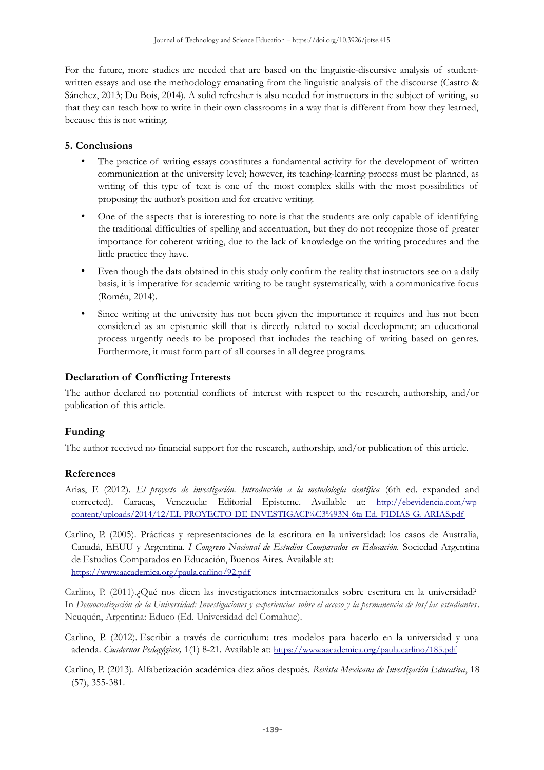For the future, more studies are needed that are based on the linguistic-discursive analysis of student-written essays and use the methodology emanating from the linguistic analysis of the discourse (Castro & Sánchez, 2013; Du Bois, 2014). A solid refresher is also needed for instructors in the subject of writing, so that they can teach how to write in their own classrooms in a way that is different from how they learned, because this is not writing.

## 5. Conclusions

- The practice of writing essays constitutes a fundamental activity for the development of written communication at the university level; however, its teaching-learning process must be planned, as writing of this type of text is one of the most complex skills with the most possibilities of proposing the author's position and for creative writing.
- One of the aspects that is interesting to note is that the students are only capable of identifying the traditional difficulties of spelling and accentuation, but they do not recognize those of greater importance for coherent writing, due to the lack of knowledge on the writing procedures and the little practice they have.
- Even though the data obtained in this study only confirm the reality that instructors see on a daily basis, it is imperative for academic writing to be taught systematically, with a communicative focus (Roméu, 2014).
- Since writing at the university has not been given the importance it requires and has not been considered as an epistemic skill that is directly related to social development; an educational process urgently needs to be proposed that includes the teaching of writing based on genres. Furthermore, it must form part of all courses in all degree programs.

## Declaration of Conflicting Interests

The author declared no potential conflicts of interest with respect to the research, authorship, and/or publication of this article.

## Funding

The author received no financial support for the research, authorship, and/or publication of this article.

## References

Arias, F. (2012). *El proyecto de investigación. Introducción a la metodología científica* (6th ed. expanded and corrected). Caracas, Venezuela: Editorial Episteme. Available at: http://ebevidencia.com/wp-content/uploads/2014/12/EL-PROYECTO-DE-INVESTIGACI%C3%93N-6ta-Ed.-FIDIAS-G.-ARIAS.pdf

Carlino, P. (2005). Prácticas y representaciones de la escritura en la universidad: los casos de Australia, Canadá, EEUU y Argentina. *I Congreso Nacional de Estudios Comparados en Educación.* Sociedad Argentina de Estudios Comparados en Educación, Buenos Aires. Available at: https://www.aacademica.org/paula.carlino/92.pdf

Carlino, P. (2011).¿Qué nos dicen las investigaciones internacionales sobre escritura en la universidad? In *Democratización de la Universidad: Investigaciones y experiencias sobre el acceso y la permanencia de los/las estudiantes*. Neuquén, Argentina: Educo (Ed. Universidad del Comahue).

Carlino, P. (2012). Escribir a través de curriculum: tres modelos para hacerlo en la universidad y una adenda. *Cuadernos Pedagógicos,* 1(1) 8-21. Available at: https://www.aacademica.org/paula.carlino/185.pdf

Carlino, P. (2013). Alfabetización académica diez años después. *Revista Mexicana de Investigación Educativa*, 18 (57), 355-381.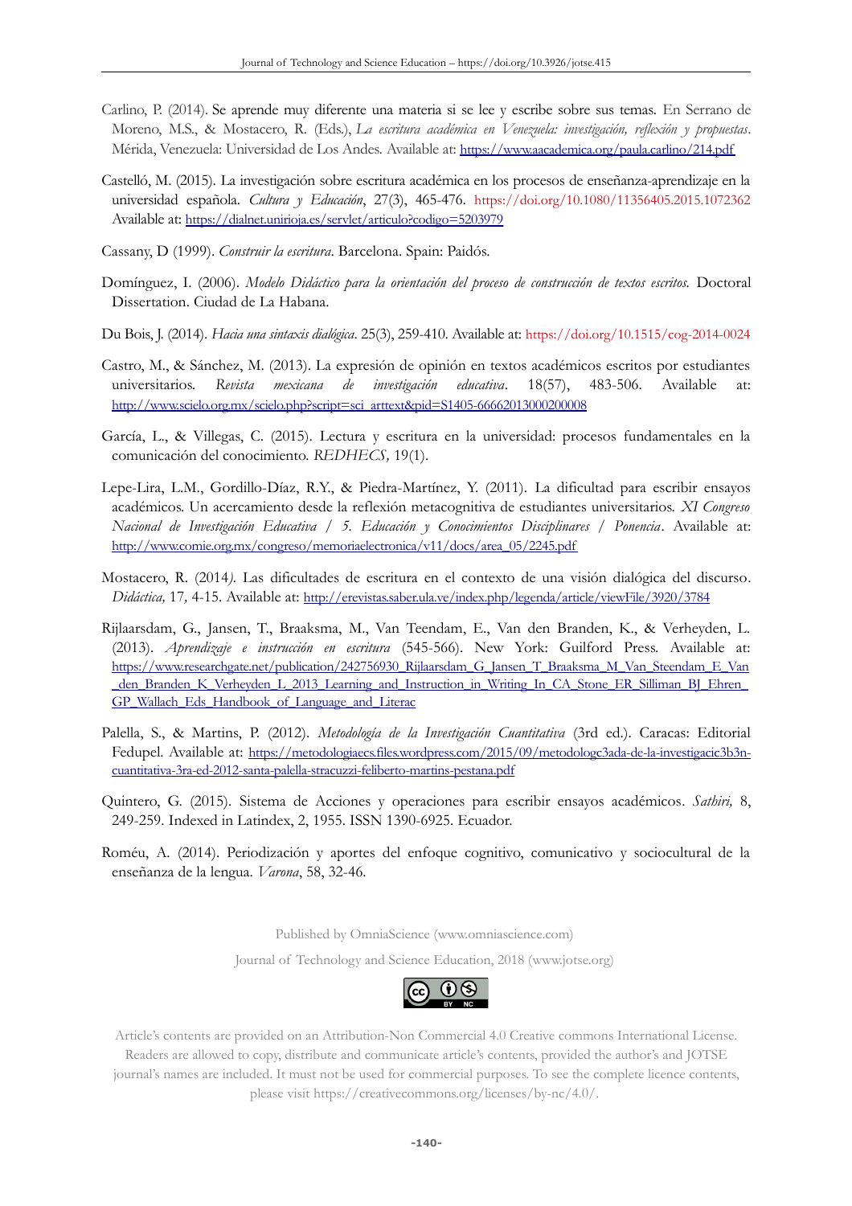Carlino, P. (2014). Se aprende muy diferente una materia si se lee y escribe sobre sus temas. En Serrano de Moreno, M.S., & Mostacero, R. (Eds.), *La escritura académica en Venezuela: investigación, reflexión y propuestas*. Mérida, Venezuela: Universidad de Los Andes. Available at: https://www.aacademica.org/paula.carlino/214.pdf

Castelló, M. (2015). La investigación sobre escritura académica en los procesos de enseñanza-aprendizaje en la universidad española. *Cultura y Educación*, 27(3), 465-476. https://doi.org/10.1080/11356405.2015.1072362 Available at: https://dialnet.unirioja.es/servlet/articulo?codigo=5203979

Cassany, D (1999). *Construir la escritura*. Barcelona. Spain: Paidós.

Domínguez, I. (2006). *Modelo Didáctico para la orientación del proceso de construcción de textos escritos.* Doctoral Dissertation. Ciudad de La Habana.

Du Bois, J. (2014). *Hacia una sintaxis dialógica*. 25(3), 259-410. Available at: https://doi.org/10.1515/cog-2014-0024

Castro, M., & Sánchez, M. (2013). La expresión de opinión en textos académicos escritos por estudiantes universitarios. *Revista mexicana de investigación educativa*. 18(57), 483-506. Available at: http://www.scielo.org.mx/scielo.php?script=sci_arttext&pid=S1405-66662013000200008

García, L., & Villegas, C. (2015). Lectura y escritura en la universidad: procesos fundamentales en la comunicación del conocimiento. *REDHECS,* 19(1).

Lepe-Lira, L.M., Gordillo-Díaz, R.Y., & Piedra-Martínez, Y. (2011). La dificultad para escribir ensayos académicos. Un acercamiento desde la reflexión metacognitiva de estudiantes universitarios. *XI Congreso Nacional de Investigación Educativa / 5. Educación y Conocimientos Disciplinares / Ponencia*. Available at: http://www.comie.org.mx/congreso/memoriaelectronica/v11/docs/area_05/2245.pdf

Mostacero, R. (2014). Las dificultades de escritura en el contexto de una visión dialógica del discurso. *Didáctica,* 17, 4-15. Available at: http://erevistas.saber.ula.ve/index.php/legenda/article/viewFile/3920/3784

Rijlaarsdam, G., Jansen, T., Braaksma, M., Van Teendam, E., Van den Branden, K., & Verheyden, L. (2013). *Aprendizaje e instrucción en escritura* (545-566). New York: Guilford Press. Available at: https://www.researchgate.net/publication/242756930_Rijlaarsdam_G_Jansen_T_Braaksma_M_Van_Steendam_E_Van_den_Branden_K_Verheyden_L_2013_Learning_and_Instruction_in_Writing_In_CA_Stone_ER_Silliman_BJ_Ehren_GP_Wallach_Eds_Handbook_of_Language_and_Literac

Palella, S., & Martins, P. (2012). *Metodología de la Investigación Cuantitativa* (3rd ed.). Caracas: Editorial Fedupel. Available at: https://metodologiaecs.files.wordpress.com/2015/09/metodologc3ada-de-la-investigacic3b3n-cuantitativa-3ra-ed-2012-santa-palella-stracuzzi-feliberto-martins-pestana.pdf

Quintero, G. (2015). Sistema de Acciones y operaciones para escribir ensayos académicos. *Sathiri,* 8, 249-259. Indexed in Latindex, 2, 1955. ISSN 1390-6925. Ecuador.

Roméu, A. (2014). Periodización y aportes del enfoque cognitivo, comunicativo y sociocultural de la enseñanza de la lengua. *Varona*, 58, 32-46.

Published by OmniaScience (www.omniascience.com)

Journal of Technology and Science Education, 2018 (www.jotse.org)

Article's contents are provided on an Attribution-Non Commercial 4.0 Creative commons International License. Readers are allowed to copy, distribute and communicate article's contents, provided the author's and JOTSE journal's names are included. It must not be used for commercial purposes. To see the complete licence contents, please visit https://creativecommons.org/licenses/by-nc/4.0/.